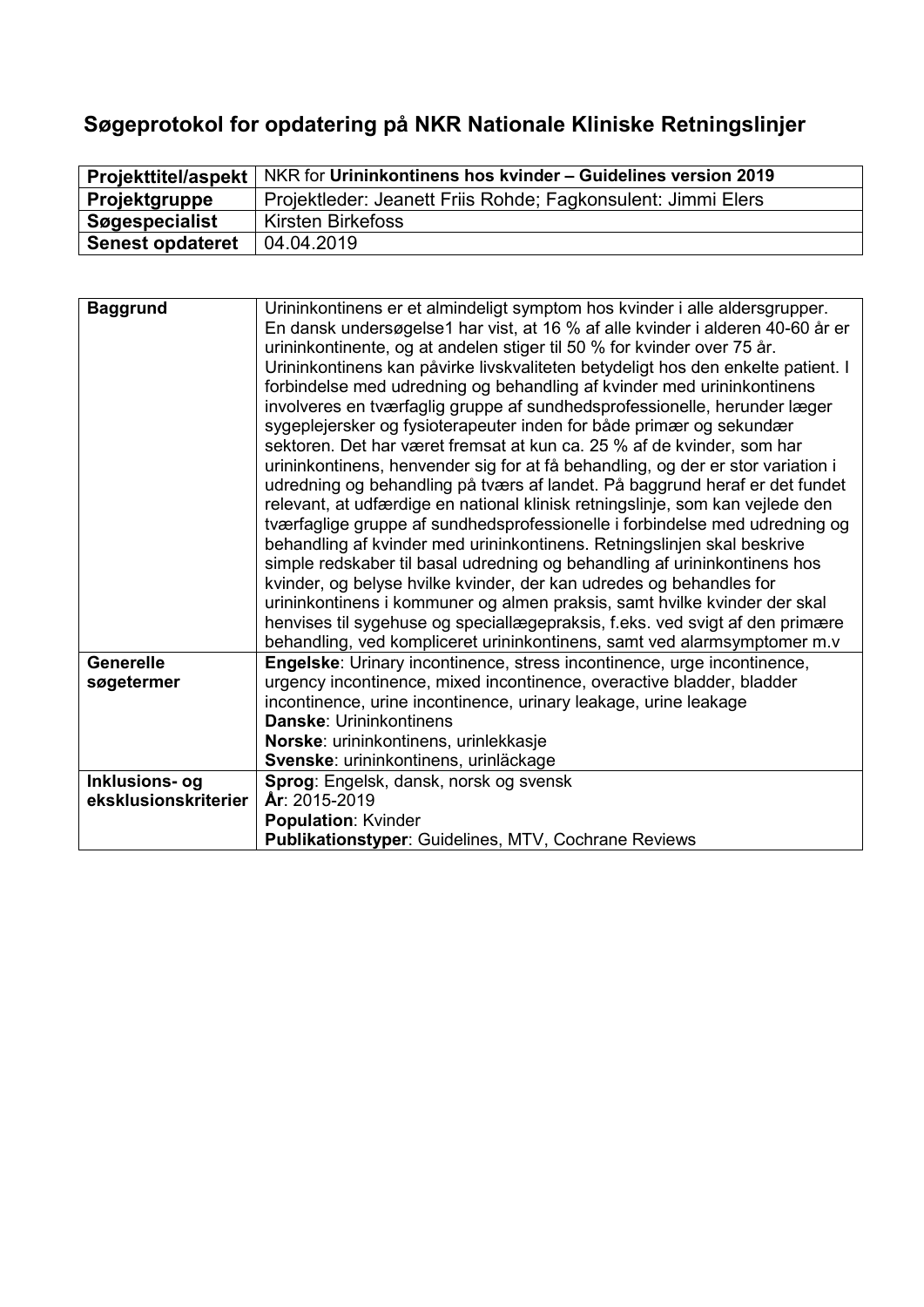# Søgeprotokol for opdatering på NKR Nationale Kliniske Retningslinjer

| **Projekttitel/aspekt** | NKR for **Urininkontinens hos kvinder – Guidelines version 2019** |
|---|---|
| **Projektgruppe** | Projektleder: Jeanett Friis Rohde; Fagkonsulent: Jimmi Elers |
| **Søgespecialist** | Kirsten Birkefoss |
| **Senest opdateret** | 04.04.2019 |

| **Baggrund** | Urininkontinens er et almindeligt symptom hos kvinder i alle aldersgrupper. En dansk undersøgelse1 har vist, at 16 % af alle kvinder i alderen 40-60 år er urininkontinente, og at andelen stiger til 50 % for kvinder over 75 år. Urininkontinens kan påvirke livskvaliteten betydeligt hos den enkelte patient. I forbindelse med udredning og behandling af kvinder med urininkontinens involveres en tværfaglig gruppe af sundhedsprofessionelle, herunder læger sygeplejersker og fysioterapeuter inden for både primær og sekundær sektoren. Det har været fremsat at kun ca. 25 % af de kvinder, som har urininkontinens, henvender sig for at få behandling, og der er stor variation i udredning og behandling på tværs af landet. På baggrund heraf er det fundet relevant, at udfærdige en national klinisk retningslinje, som kan vejlede den tværfaglige gruppe af sundhedsprofessionelle i forbindelse med udredning og behandling af kvinder med urininkontinens. Retningslinjen skal beskrive simple redskaber til basal udredning og behandling af urininkontinens hos kvinder, og belyse hvilke kvinder, der kan udredes og behandles for urininkontinens i kommuner og almen praksis, samt hvilke kvinder der skal henvises til sygehuse og speciallægepraksis, f.eks. ved svigt af den primære behandling, ved kompliceret urininkontinens, samt ved alarmsymptomer m.v |
|---|---|
| **Generelle søgetermer** | **Engelske**: Urinary incontinence, stress incontinence, urge incontinence, urgency incontinence, mixed incontinence, overactive bladder, bladder incontinence, urine incontinence, urinary leakage, urine leakage<br>**Danske**: Urininkontinens<br>**Norske**: urininkontinens, urinlekkasje<br>**Svenske**: urininkontinens, urinläckage |
| **Inklusions- og eksklusionskriterier** | **Sprog**: Engelsk, dansk, norsk og svensk<br>**År**: 2015-2019<br>**Population**: Kvinder<br>**Publikationstyper**: Guidelines, MTV, Cochrane Reviews |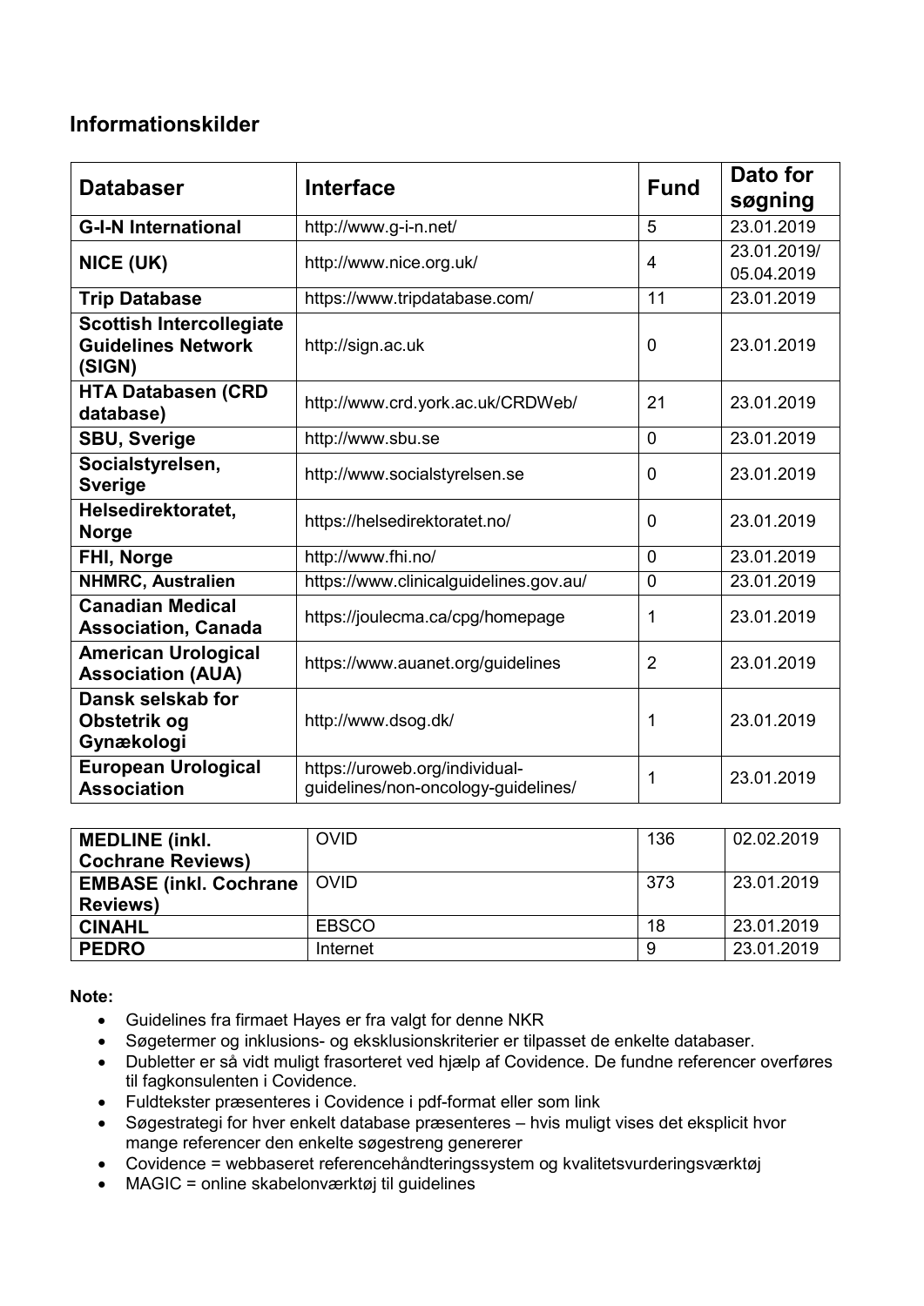## Informationskilder

| Databaser | Interface | Fund | Dato for søgning |
|---|---|---|---|
| **G-I-N International** | http://www.g-i-n.net/ | 5 | 23.01.2019 |
| **NICE (UK)** | http://www.nice.org.uk/ | 4 | 23.01.2019/ 05.04.2019 |
| **Trip Database** | https://www.tripdatabase.com/ | 11 | 23.01.2019 |
| **Scottish Intercollegiate Guidelines Network (SIGN)** | http://sign.ac.uk | 0 | 23.01.2019 |
| **HTA Databasen (CRD database)** | http://www.crd.york.ac.uk/CRDWeb/ | 21 | 23.01.2019 |
| **SBU, Sverige** | http://www.sbu.se | 0 | 23.01.2019 |
| **Socialstyrelsen, Sverige** | http://www.socialstyrelsen.se | 0 | 23.01.2019 |
| **Helsedirektoratet, Norge** | https://helsedirektoratet.no/ | 0 | 23.01.2019 |
| **FHI, Norge** | http://www.fhi.no/ | 0 | 23.01.2019 |
| **NHMRC, Australien** | https://www.clinicalguidelines.gov.au/ | 0 | 23.01.2019 |
| **Canadian Medical Association, Canada** | https://joulecma.ca/cpg/homepage | 1 | 23.01.2019 |
| **American Urological Association (AUA)** | https://www.auanet.org/guidelines | 2 | 23.01.2019 |
| **Dansk selskab for Obstetrik og Gynækologi** | http://www.dsog.dk/ | 1 | 23.01.2019 |
| **European Urological Association** | https://uroweb.org/individual-guidelines/non-oncology-guidelines/ | 1 | 23.01.2019 |

| | | | |
|---|---|---|---|
| **MEDLINE (inkl. Cochrane Reviews)** | OVID | 136 | 02.02.2019 |
| **EMBASE (inkl. Cochrane Reviews)** | OVID | 373 | 23.01.2019 |
| **CINAHL** | EBSCO | 18 | 23.01.2019 |
| **PEDRO** | Internet | 9 | 23.01.2019 |

**Note:**

- Guidelines fra firmaet Hayes er fra valgt for denne NKR
- Søgetermer og inklusions- og eksklusionskriterier er tilpasset de enkelte databaser.
- Dubletter er så vidt muligt frasorteret ved hjælp af Covidence. De fundne referencer overføres til fagkonsulenten i Covidence.
- Fuldtekster præsenteres i Covidence i pdf-format eller som link
- Søgestrategi for hver enkelt database præsenteres – hvis muligt vises det eksplicit hvor mange referencer den enkelte søgestreng genererer
- Covidence = webbaseret referencehåndteringssystem og kvalitetsvurderingsværktøj
- MAGIC = online skabelonværktøj til guidelines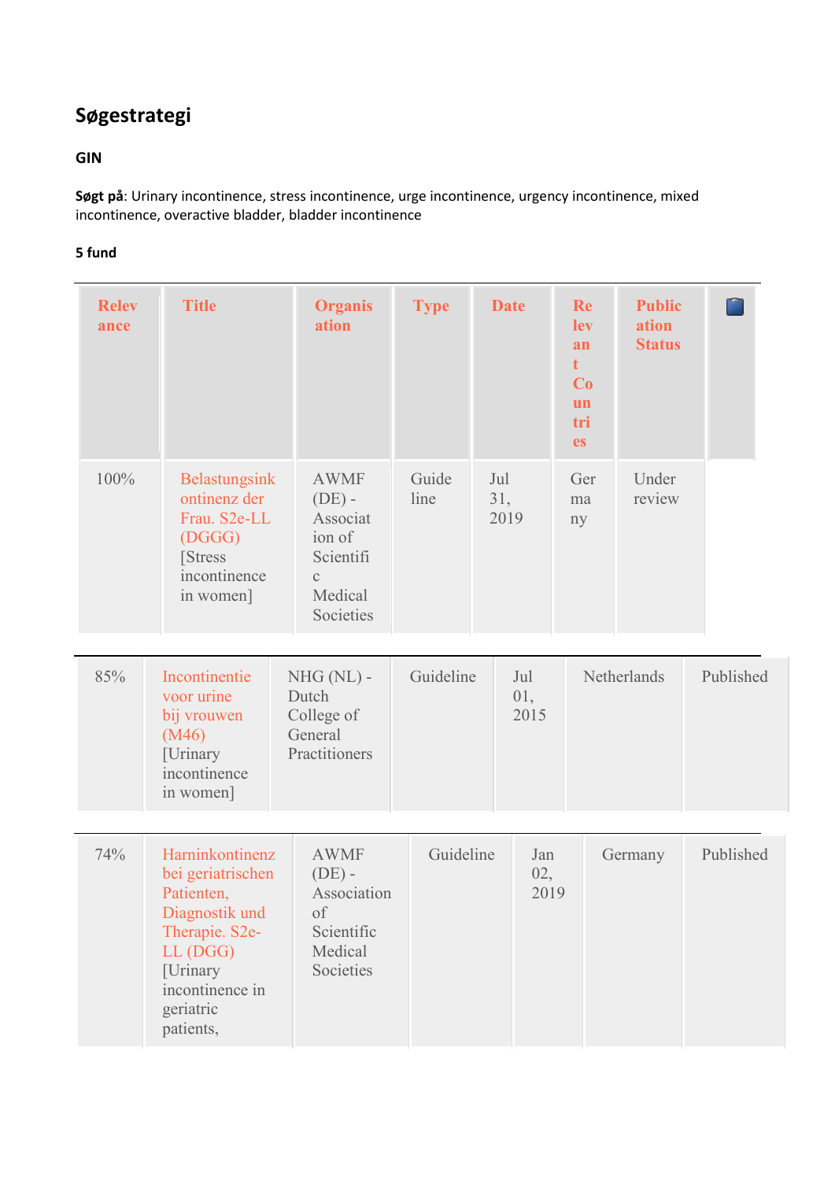## Søgestrategi

### GIN

**Søgt på**: Urinary incontinence, stress incontinence, urge incontinence, urgency incontinence, mixed incontinence, overactive bladder, bladder incontinence

**5 fund**

| Relevance | Title | Organisation | Type | Date | Relevant Countries | Publication Status | |
|---|---|---|---|---|---|---|---|
| 100% | Belastungsinkontinenz der Frau. S2e-LL (DGGG) [Stress incontinence in women] | AWMF (DE) - Association of Scientific Medical Societies | Guideline | Jul 31, 2019 | Germany | Under review | |
| 85% | Incontinentie voor urine bij vrouwen (M46) [Urinary incontinence in women] | NHG (NL) - Dutch College of General Practitioners | Guideline | Jul 01, 2015 | Netherlands | Published | |
| 74% | Harninkontinenz bei geriatrischen Patienten, Diagnostik und Therapie. S2e-LL (DGG) [Urinary incontinence in geriatric patients, | AWMF (DE) - Association of Scientific Medical Societies | Guideline | Jan 02, 2019 | Germany | Published | |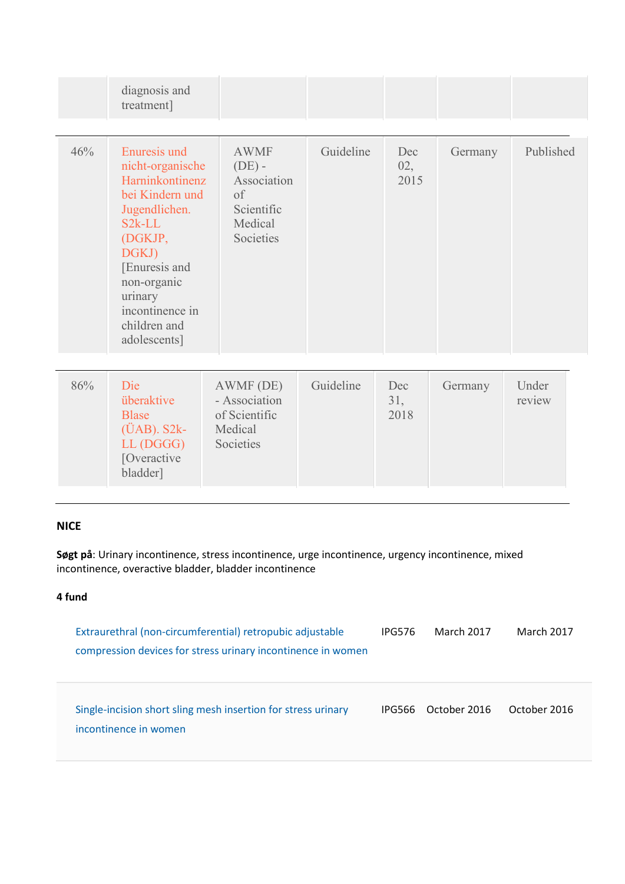| | diagnosis and treatment] | | | | | |
|---|---|---|---|---|---|---|

| 46% | Enuresis und nicht-organische Harninkontinenz bei Kindern und Jugendlichen. S2k-LL (DGKJP, DGKJ) [Enuresis and non-organic urinary incontinence in children and adolescents] | AWMF (DE) - Association of Scientific Medical Societies | Guideline | Dec 02, 2015 | Germany | Published |
|---|---|---|---|---|---|---|

| 86% | Die überaktive Blase (ÜAB). S2k-LL (DGGG) [Overactive bladder] | AWMF (DE) - Association of Scientific Medical Societies | Guideline | Dec 31, 2018 | Germany | Under review |
|---|---|---|---|---|---|---|

**NICE**

**Søgt på**: Urinary incontinence, stress incontinence, urge incontinence, urgency incontinence, mixed incontinence, overactive bladder, bladder incontinence

**4 fund**

| | | | |
|---|---|---|---|
| Extraurethral (non-circumferential) retropubic adjustable compression devices for stress urinary incontinence in women | IPG576 | March 2017 | March 2017 |
| Single-incision short sling mesh insertion for stress urinary incontinence in women | IPG566 | October 2016 | October 2016 |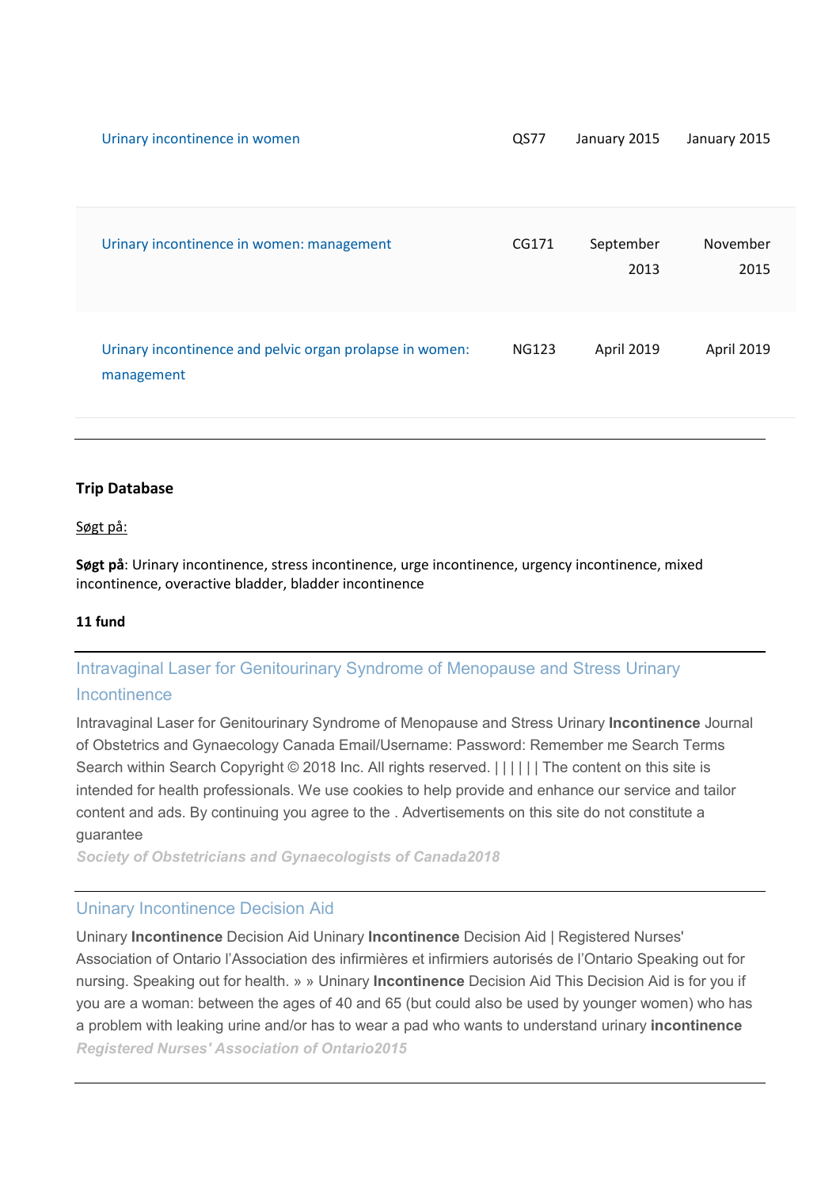| | | | |
|---|---|---|---|
| Urinary incontinence in women | QS77 | January 2015 | January 2015 |
| Urinary incontinence in women: management | CG171 | September 2013 | November 2015 |
| Urinary incontinence and pelvic organ prolapse in women: management | NG123 | April 2019 | April 2019 |

---

**Trip Database**

Søgt på:

**Søgt på**: Urinary incontinence, stress incontinence, urge incontinence, urgency incontinence, mixed incontinence, overactive bladder, bladder incontinence

**11 fund**

---

### Intravaginal Laser for Genitourinary Syndrome of Menopause and Stress Urinary Incontinence

Intravaginal Laser for Genitourinary Syndrome of Menopause and Stress Urinary **Incontinence** Journal of Obstetrics and Gynaecology Canada Email/Username: Password: Remember me Search Terms Search within Search Copyright © 2018 Inc. All rights reserved. | | | | | | The content on this site is intended for health professionals. We use cookies to help provide and enhance our service and tailor content and ads. By continuing you agree to the . Advertisements on this site do not constitute a guarantee

***Society of Obstetricians and Gynaecologists of Canada2018***

---

### Uninary Incontinence Decision Aid

Uninary **Incontinence** Decision Aid Uninary **Incontinence** Decision Aid | Registered Nurses' Association of Ontario l'Association des infirmières et infirmiers autorisés de l'Ontario Speaking out for nursing. Speaking out for health. » » Uninary **Incontinence** Decision Aid This Decision Aid is for you if you are a woman: between the ages of 40 and 65 (but could also be used by younger women) who has a problem with leaking urine and/or has to wear a pad who wants to understand urinary **incontinence**

***Registered Nurses' Association of Ontario2015***

---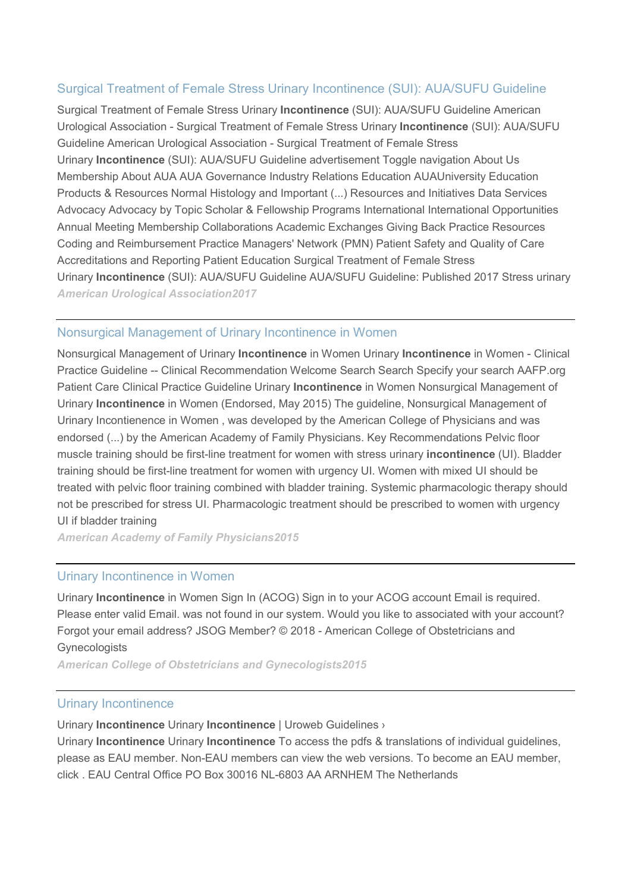## Surgical Treatment of Female Stress Urinary Incontinence (SUI): AUA/SUFU Guideline

Surgical Treatment of Female Stress Urinary **Incontinence** (SUI): AUA/SUFU Guideline American Urological Association - Surgical Treatment of Female Stress Urinary **Incontinence** (SUI): AUA/SUFU Guideline American Urological Association - Surgical Treatment of Female Stress Urinary **Incontinence** (SUI): AUA/SUFU Guideline advertisement Toggle navigation About Us Membership About AUA AUA Governance Industry Relations Education AUAUniversity Education Products & Resources Normal Histology and Important (...) Resources and Initiatives Data Services Advocacy Advocacy by Topic Scholar & Fellowship Programs International International Opportunities Annual Meeting Membership Collaborations Academic Exchanges Giving Back Practice Resources Coding and Reimbursement Practice Managers' Network (PMN) Patient Safety and Quality of Care Accreditations and Reporting Patient Education Surgical Treatment of Female Stress Urinary **Incontinence** (SUI): AUA/SUFU Guideline AUA/SUFU Guideline: Published 2017 Stress urinary

***American Urological Association2017***

---

## Nonsurgical Management of Urinary Incontinence in Women

Nonsurgical Management of Urinary **Incontinence** in Women Urinary **Incontinence** in Women - Clinical Practice Guideline -- Clinical Recommendation Welcome Search Search Specify your search AAFP.org Patient Care Clinical Practice Guideline Urinary **Incontinence** in Women Nonsurgical Management of Urinary **Incontinence** in Women (Endorsed, May 2015) The guideline, Nonsurgical Management of Urinary Incontienence in Women , was developed by the American College of Physicians and was endorsed (...) by the American Academy of Family Physicians. Key Recommendations Pelvic floor muscle training should be first-line treatment for women with stress urinary **incontinence** (UI). Bladder training should be first-line treatment for women with urgency UI. Women with mixed UI should be treated with pelvic floor training combined with bladder training. Systemic pharmacologic therapy should not be prescribed for stress UI. Pharmacologic treatment should be prescribed to women with urgency UI if bladder training

***American Academy of Family Physicians2015***

---

## Urinary Incontinence in Women

Urinary **Incontinence** in Women Sign In (ACOG) Sign in to your ACOG account Email is required. Please enter valid Email. was not found in our system. Would you like to associated with your account? Forgot your email address? JSOG Member? © 2018 - American College of Obstetricians and Gynecologists

***American College of Obstetricians and Gynecologists2015***

---

## Urinary Incontinence

Urinary **Incontinence** Urinary **Incontinence** | Uroweb Guidelines ›
Urinary **Incontinence** Urinary **Incontinence** To access the pdfs & translations of individual guidelines, please as EAU member. Non-EAU members can view the web versions. To become an EAU member, click . EAU Central Office PO Box 30016 NL-6803 AA ARNHEM The Netherlands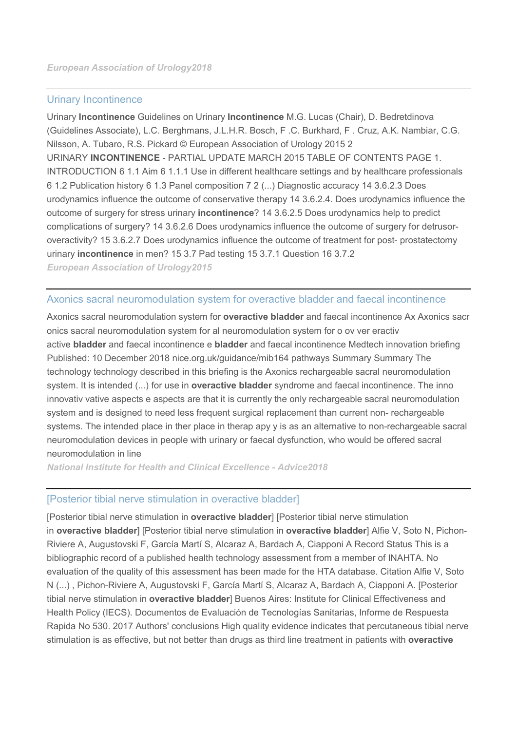*European Association of Urology2018*

---

## Urinary Incontinence

Urinary **Incontinence** Guidelines on Urinary **Incontinence** M.G. Lucas (Chair), D. Bedretdinova (Guidelines Associate), L.C. Berghmans, J.L.H.R. Bosch, F .C. Burkhard, F . Cruz, A.K. Nambiar, C.G. Nilsson, A. Tubaro, R.S. Pickard © European Association of Urology 2015 2 URINARY **INCONTINENCE** - PARTIAL UPDATE MARCH 2015 TABLE OF CONTENTS PAGE 1. INTRODUCTION 6 1.1 Aim 6 1.1.1 Use in different healthcare settings and by healthcare professionals 6 1.2 Publication history 6 1.3 Panel composition 7 2 (...) Diagnostic accuracy 14 3.6.2.3 Does urodynamics influence the outcome of conservative therapy 14 3.6.2.4. Does urodynamics influence the outcome of surgery for stress urinary **incontinence**? 14 3.6.2.5 Does urodynamics help to predict complications of surgery? 14 3.6.2.6 Does urodynamics influence the outcome of surgery for detrusor-overactivity? 15 3.6.2.7 Does urodynamics influence the outcome of treatment for post- prostatectomy urinary **incontinence** in men? 15 3.7 Pad testing 15 3.7.1 Question 16 3.7.2

*European Association of Urology2015*

---

## Axonics sacral neuromodulation system for overactive bladder and faecal incontinence

Axonics sacral neuromodulation system for **overactive bladder** and faecal incontinence Ax Axonics sacr onics sacral neuromodulation system for al neuromodulation system for o ov ver eractiv active **bladder** and faecal incontinence e **bladder** and faecal incontinence Medtech innovation briefing Published: 10 December 2018 nice.org.uk/guidance/mib164 pathways Summary Summary The technology technology described in this briefing is the Axonics rechargeable sacral neuromodulation system. It is intended (...) for use in **overactive bladder** syndrome and faecal incontinence. The inno innovativ vative aspects e aspects are that it is currently the only rechargeable sacral neuromodulation system and is designed to need less frequent surgical replacement than current non- rechargeable systems. The intended place in ther place in therap apy y is as an alternative to non-rechargeable sacral neuromodulation devices in people with urinary or faecal dysfunction, who would be offered sacral neuromodulation in line

*National Institute for Health and Clinical Excellence - Advice2018*

---

## [Posterior tibial nerve stimulation in overactive bladder]

[Posterior tibial nerve stimulation in **overactive bladder**] [Posterior tibial nerve stimulation in **overactive bladder**] [Posterior tibial nerve stimulation in **overactive bladder**] Alfie V, Soto N, Pichon-Riviere A, Augustovski F, García Martí S, Alcaraz A, Bardach A, Ciapponi A Record Status This is a bibliographic record of a published health technology assessment from a member of INAHTA. No evaluation of the quality of this assessment has been made for the HTA database. Citation Alfie V, Soto N (...) , Pichon-Riviere A, Augustovski F, García Martí S, Alcaraz A, Bardach A, Ciapponi A. [Posterior tibial nerve stimulation in **overactive bladder**] Buenos Aires: Institute for Clinical Effectiveness and Health Policy (IECS). Documentos de Evaluación de Tecnologías Sanitarias, Informe de Respuesta Rapida No 530. 2017 Authors' conclusions High quality evidence indicates that percutaneous tibial nerve stimulation is as effective, but not better than drugs as third line treatment in patients with **overactive**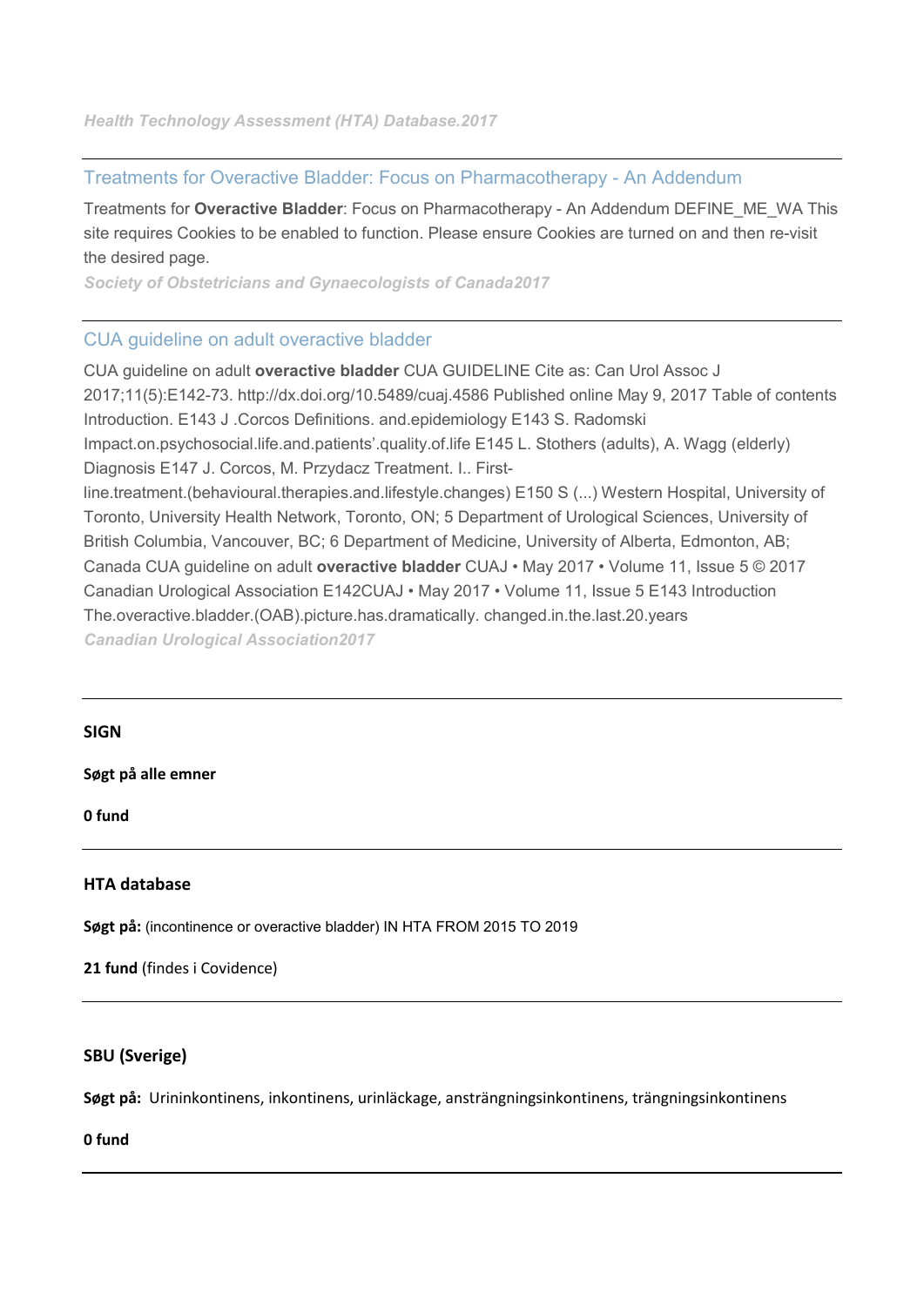*Health Technology Assessment (HTA) Database.2017*

---

Treatments for Overactive Bladder: Focus on Pharmacotherapy - An Addendum

Treatments for **Overactive Bladder**: Focus on Pharmacotherapy - An Addendum DEFINE_ME_WA This site requires Cookies to be enabled to function. Please ensure Cookies are turned on and then re-visit the desired page.

*Society of Obstetricians and Gynaecologists of Canada2017*

---

CUA guideline on adult overactive bladder

CUA guideline on adult **overactive bladder** CUA GUIDELINE Cite as: Can Urol Assoc J 2017;11(5):E142-73. http://dx.doi.org/10.5489/cuaj.4586 Published online May 9, 2017 Table of contents Introduction. E143 J .Corcos Definitions. and.epidemiology E143 S. Radomski Impact.on.psychosocial.life.and.patients'.quality.of.life E145 L. Stothers (adults), A. Wagg (elderly) Diagnosis E147 J. Corcos, M. Przydacz Treatment. I.. First-line.treatment.(behavioural.therapies.and.lifestyle.changes) E150 S (...) Western Hospital, University of Toronto, University Health Network, Toronto, ON; 5 Department of Urological Sciences, University of British Columbia, Vancouver, BC; 6 Department of Medicine, University of Alberta, Edmonton, AB; Canada CUA guideline on adult **overactive bladder** CUAJ • May 2017 • Volume 11, Issue 5 © 2017 Canadian Urological Association E142CUAJ • May 2017 • Volume 11, Issue 5 E143 Introduction The.overactive.bladder.(OAB).picture.has.dramatically. changed.in.the.last.20.years

*Canadian Urological Association2017*

---

**SIGN**

**Søgt på alle emner**

**0 fund**

---

**HTA database**

**Søgt på:** (incontinence or overactive bladder) IN HTA FROM 2015 TO 2019

**21 fund** (findes i Covidence)

---

**SBU (Sverige)**

**Søgt på:** Urininkontinens, inkontinens, urinläckage, ansträngningsinkontinens, trängningsinkontinens

**0 fund**

---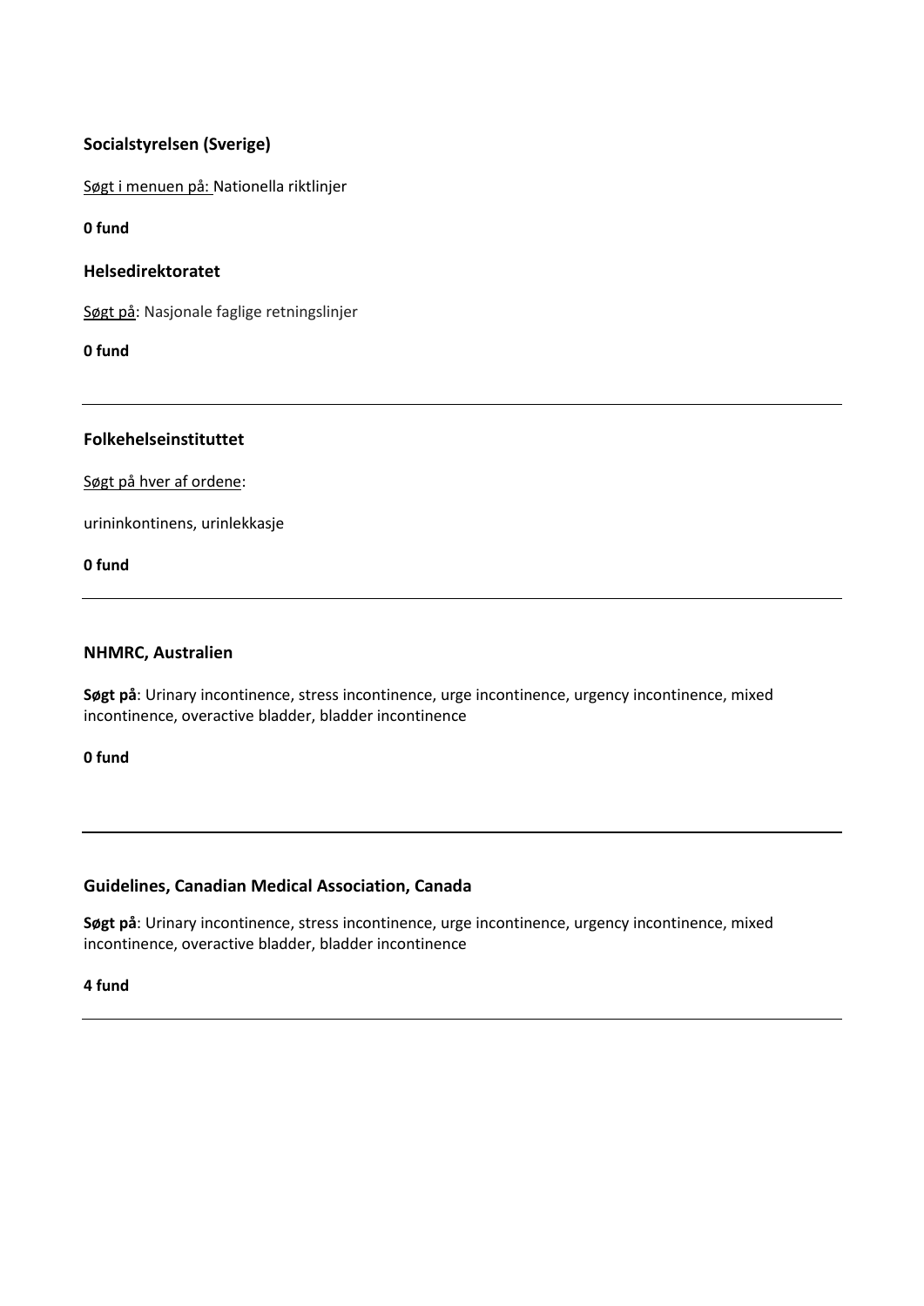**Socialstyrelsen (Sverige)**

Søgt i menuen på: Nationella riktlinjer

**0 fund**

**Helsedirektoratet**

Søgt på: Nasjonale faglige retningslinjer

**0 fund**

---

**Folkehelseinstituttet**

Søgt på hver af ordene:

urininkontinens, urinlekkasje

**0 fund**

---

**NHMRC, Australien**

**Søgt på**: Urinary incontinence, stress incontinence, urge incontinence, urgency incontinence, mixed incontinence, overactive bladder, bladder incontinence

**0 fund**

---

**Guidelines, Canadian Medical Association, Canada**

**Søgt på**: Urinary incontinence, stress incontinence, urge incontinence, urgency incontinence, mixed incontinence, overactive bladder, bladder incontinence

**4 fund**

---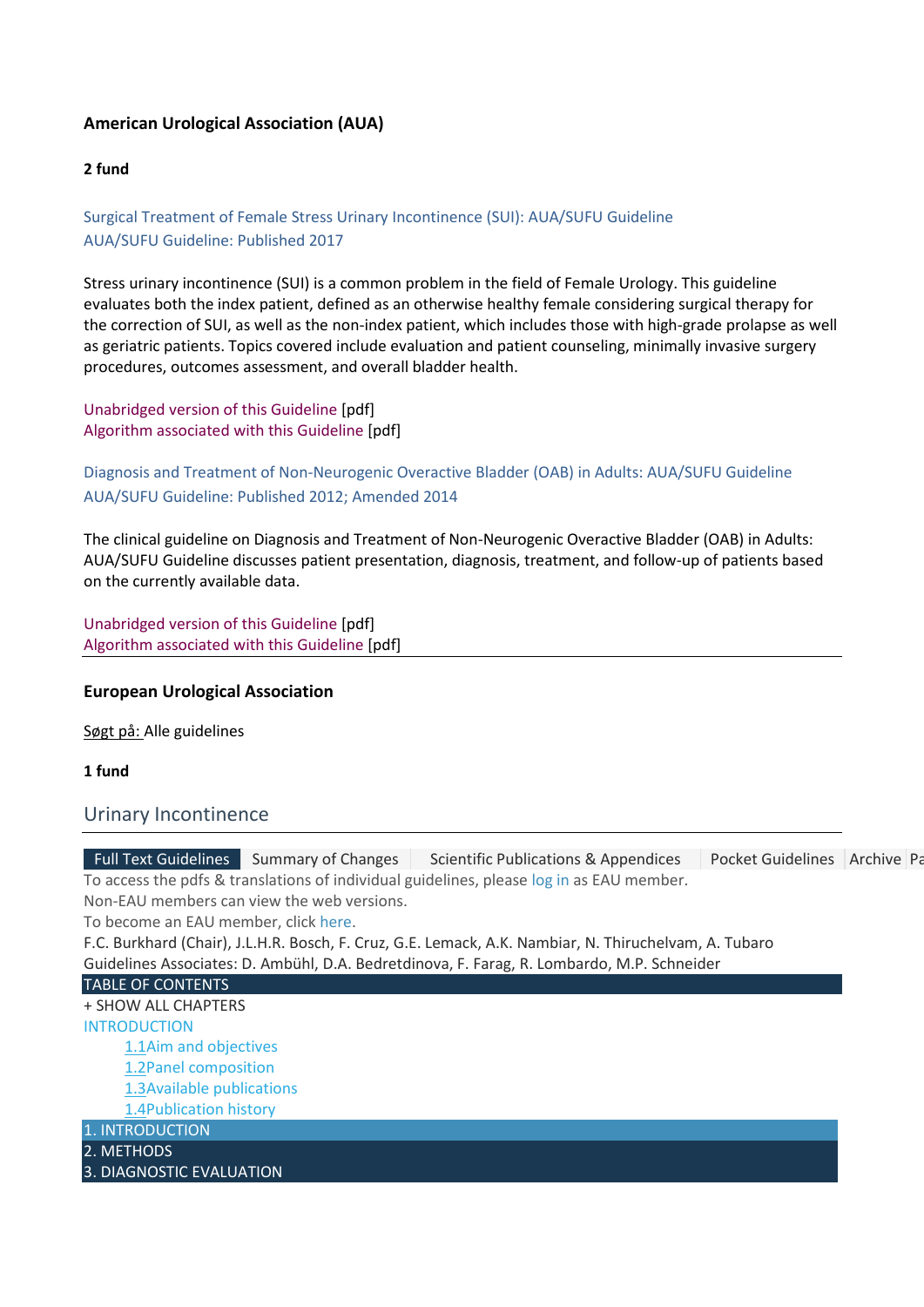**American Urological Association (AUA)**

**2 fund**

Surgical Treatment of Female Stress Urinary Incontinence (SUI): AUA/SUFU Guideline
AUA/SUFU Guideline: Published 2017

Stress urinary incontinence (SUI) is a common problem in the field of Female Urology. This guideline evaluates both the index patient, defined as an otherwise healthy female considering surgical therapy for the correction of SUI, as well as the non-index patient, which includes those with high-grade prolapse as well as geriatric patients. Topics covered include evaluation and patient counseling, minimally invasive surgery procedures, outcomes assessment, and overall bladder health.

Unabridged version of this Guideline [pdf]
Algorithm associated with this Guideline [pdf]

Diagnosis and Treatment of Non-Neurogenic Overactive Bladder (OAB) in Adults: AUA/SUFU Guideline
AUA/SUFU Guideline: Published 2012; Amended 2014

The clinical guideline on Diagnosis and Treatment of Non-Neurogenic Overactive Bladder (OAB) in Adults: AUA/SUFU Guideline discusses patient presentation, diagnosis, treatment, and follow-up of patients based on the currently available data.

Unabridged version of this Guideline [pdf]
Algorithm associated with this Guideline [pdf]

---

**European Urological Association**

Søgt på: Alle guidelines

**1 fund**

## Urinary Incontinence

Full Text Guidelines | Summary of Changes | Scientific Publications & Appendices | Pocket Guidelines | Archive | Pa

To access the pdfs & translations of individual guidelines, please log in as EAU member.
Non-EAU members can view the web versions.
To become an EAU member, click here.
F.C. Burkhard (Chair), J.L.H.R. Bosch, F. Cruz, G.E. Lemack, A.K. Nambiar, N. Thiruchelvam, A. Tubaro
Guidelines Associates: D. Ambühl, D.A. Bedretdinova, F. Farag, R. Lombardo, M.P. Schneider

TABLE OF CONTENTS

+ SHOW ALL CHAPTERS

INTRODUCTION

- 1.1 Aim and objectives
- 1.2 Panel composition
- 1.3 Available publications
- 1.4 Publication history

1. INTRODUCTION
2. METHODS
3. DIAGNOSTIC EVALUATION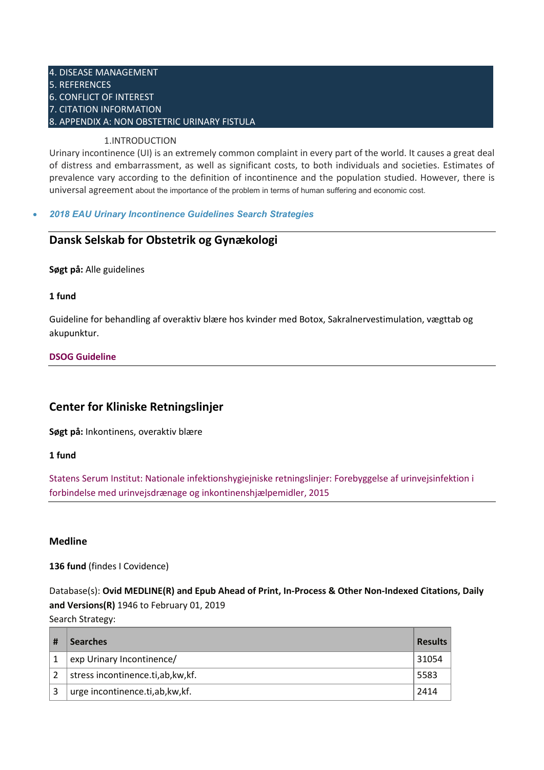4. DISEASE MANAGEMENT
5. REFERENCES
6. CONFLICT OF INTEREST
7. CITATION INFORMATION
8. APPENDIX A: NON OBSTETRIC URINARY FISTULA

1.INTRODUCTION

Urinary incontinence (UI) is an extremely common complaint in every part of the world. It causes a great deal of distress and embarrassment, as well as significant costs, to both individuals and societies. Estimates of prevalence vary according to the definition of incontinence and the population studied. However, there is universal agreement about the importance of the problem in terms of human suffering and economic cost.

- *2018 EAU Urinary Incontinence Guidelines Search Strategies*

---

## Dansk Selskab for Obstetrik og Gynækologi

**Søgt på:** Alle guidelines

**1 fund**

Guideline for behandling af overaktiv blære hos kvinder med Botox, Sakralnervestimulation, vægttab og akupunktur.

**DSOG Guideline**

---

## Center for Kliniske Retningslinjer

**Søgt på:** Inkontinens, overaktiv blære

**1 fund**

Statens Serum Institut: Nationale infektionshygiejniske retningslinjer: Forebyggelse af urinvejsinfektion i forbindelse med urinvejsdrænage og inkontinenshjælpemidler, 2015

---

### Medline

**136 fund** (findes I Covidence)

Database(s): **Ovid MEDLINE(R) and Epub Ahead of Print, In-Process & Other Non-Indexed Citations, Daily and Versions(R)** 1946 to February 01, 2019
Search Strategy:

| # | Searches | Results |
|---|---|---|
| 1 | exp Urinary Incontinence/ | 31054 |
| 2 | stress incontinence.ti,ab,kw,kf. | 5583 |
| 3 | urge incontinence.ti,ab,kw,kf. | 2414 |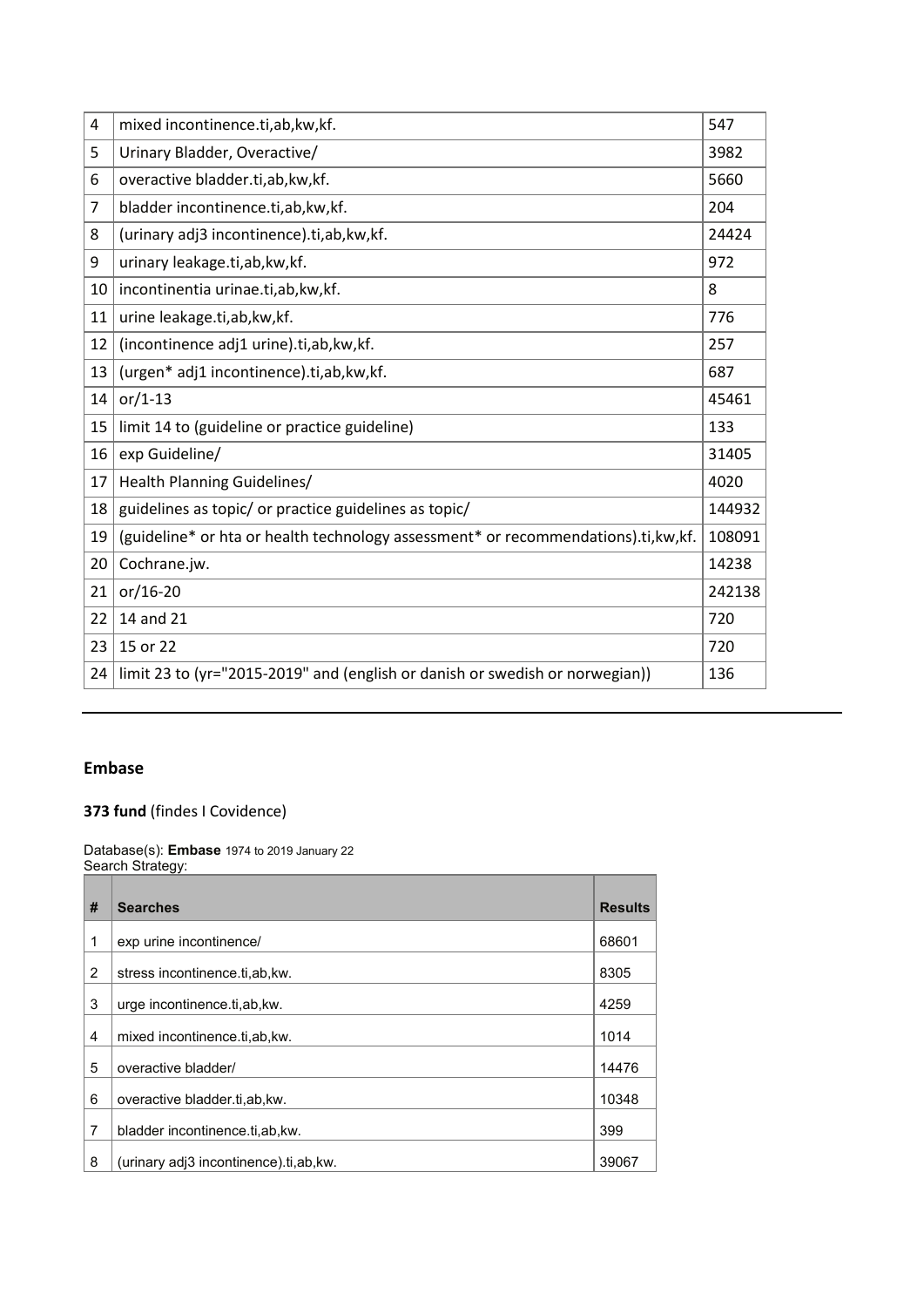| 4 | mixed incontinence.ti,ab,kw,kf. | 547 |
|---|---|---|
| 5 | Urinary Bladder, Overactive/ | 3982 |
| 6 | overactive bladder.ti,ab,kw,kf. | 5660 |
| 7 | bladder incontinence.ti,ab,kw,kf. | 204 |
| 8 | (urinary adj3 incontinence).ti,ab,kw,kf. | 24424 |
| 9 | urinary leakage.ti,ab,kw,kf. | 972 |
| 10 | incontinentia urinae.ti,ab,kw,kf. | 8 |
| 11 | urine leakage.ti,ab,kw,kf. | 776 |
| 12 | (incontinence adj1 urine).ti,ab,kw,kf. | 257 |
| 13 | (urgen* adj1 incontinence).ti,ab,kw,kf. | 687 |
| 14 | or/1-13 | 45461 |
| 15 | limit 14 to (guideline or practice guideline) | 133 |
| 16 | exp Guideline/ | 31405 |
| 17 | Health Planning Guidelines/ | 4020 |
| 18 | guidelines as topic/ or practice guidelines as topic/ | 144932 |
| 19 | (guideline* or hta or health technology assessment* or recommendations).ti,kw,kf. | 108091 |
| 20 | Cochrane.jw. | 14238 |
| 21 | or/16-20 | 242138 |
| 22 | 14 and 21 | 720 |
| 23 | 15 or 22 | 720 |
| 24 | limit 23 to (yr="2015-2019" and (english or danish or swedish or norwegian)) | 136 |

---

## Embase

**373 fund** (findes I Covidence)

Database(s): **Embase** 1974 to 2019 January 22
Search Strategy:

| # | Searches | Results |
|---|---|---|
| 1 | exp urine incontinence/ | 68601 |
| 2 | stress incontinence.ti,ab,kw. | 8305 |
| 3 | urge incontinence.ti,ab,kw. | 4259 |
| 4 | mixed incontinence.ti,ab,kw. | 1014 |
| 5 | overactive bladder/ | 14476 |
| 6 | overactive bladder.ti,ab,kw. | 10348 |
| 7 | bladder incontinence.ti,ab,kw. | 399 |
| 8 | (urinary adj3 incontinence).ti,ab,kw. | 39067 |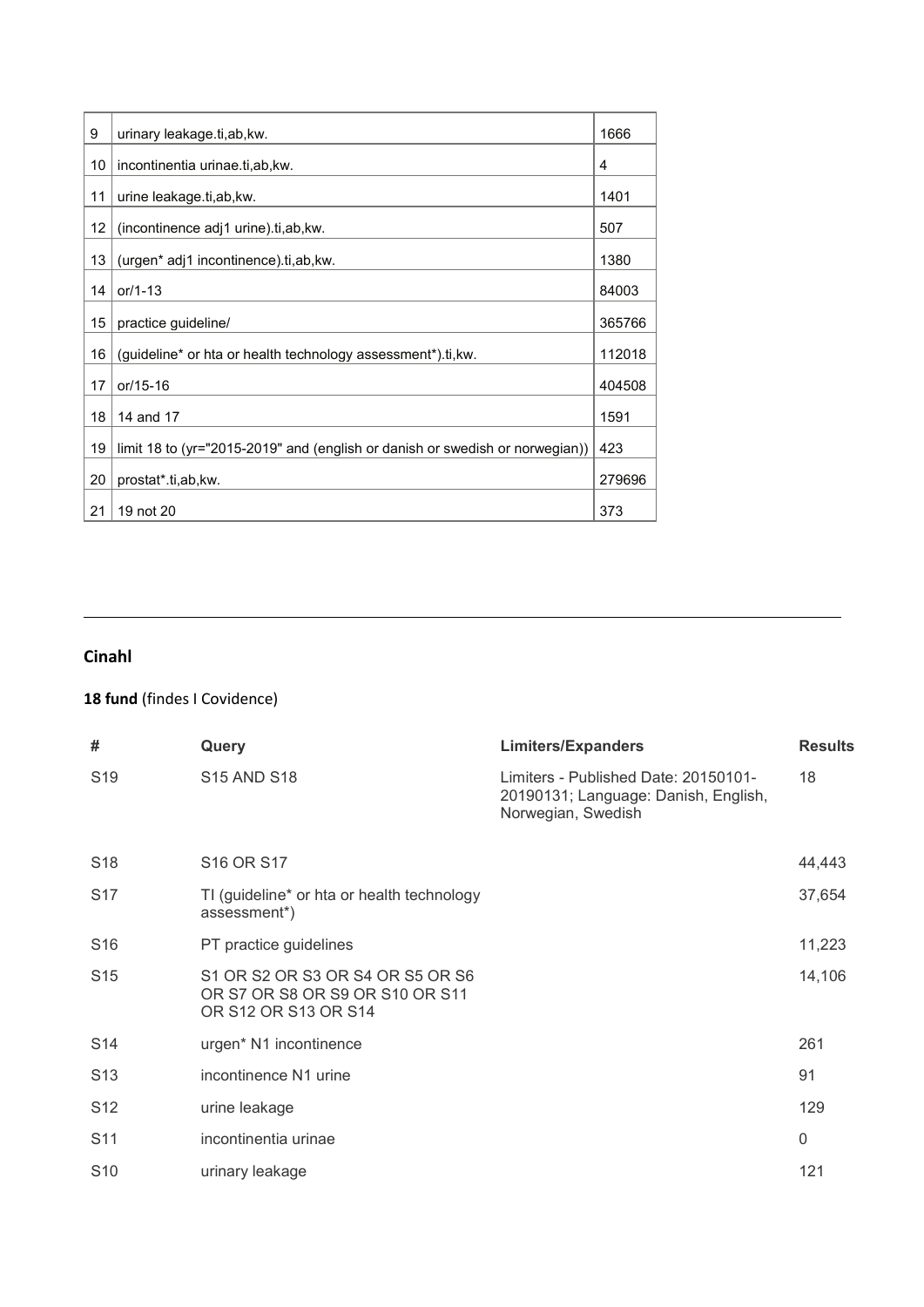| | | |
|---|---|---|
| 9 | urinary leakage.ti,ab,kw. | 1666 |
| 10 | incontinentia urinae.ti,ab,kw. | 4 |
| 11 | urine leakage.ti,ab,kw. | 1401 |
| 12 | (incontinence adj1 urine).ti,ab,kw. | 507 |
| 13 | (urgen* adj1 incontinence).ti,ab,kw. | 1380 |
| 14 | or/1-13 | 84003 |
| 15 | practice guideline/ | 365766 |
| 16 | (guideline* or hta or health technology assessment*).ti,kw. | 112018 |
| 17 | or/15-16 | 404508 |
| 18 | 14 and 17 | 1591 |
| 19 | limit 18 to (yr="2015-2019" and (english or danish or swedish or norwegian)) | 423 |
| 20 | prostat*.ti,ab,kw. | 279696 |
| 21 | 19 not 20 | 373 |

---

**Cinahl**

**18 fund** (findes I Covidence)

| # | Query | Limiters/Expanders | Results |
|---|---|---|---|
| S19 | S15 AND S18 | Limiters - Published Date: 20150101-20190131; Language: Danish, English, Norwegian, Swedish | 18 |
| S18 | S16 OR S17 | | 44,443 |
| S17 | TI (guideline* or hta or health technology assessment*) | | 37,654 |
| S16 | PT practice guidelines | | 11,223 |
| S15 | S1 OR S2 OR S3 OR S4 OR S5 OR S6 OR S7 OR S8 OR S9 OR S10 OR S11 OR S12 OR S13 OR S14 | | 14,106 |
| S14 | urgen* N1 incontinence | | 261 |
| S13 | incontinence N1 urine | | 91 |
| S12 | urine leakage | | 129 |
| S11 | incontinentia urinae | | 0 |
| S10 | urinary leakage | | 121 |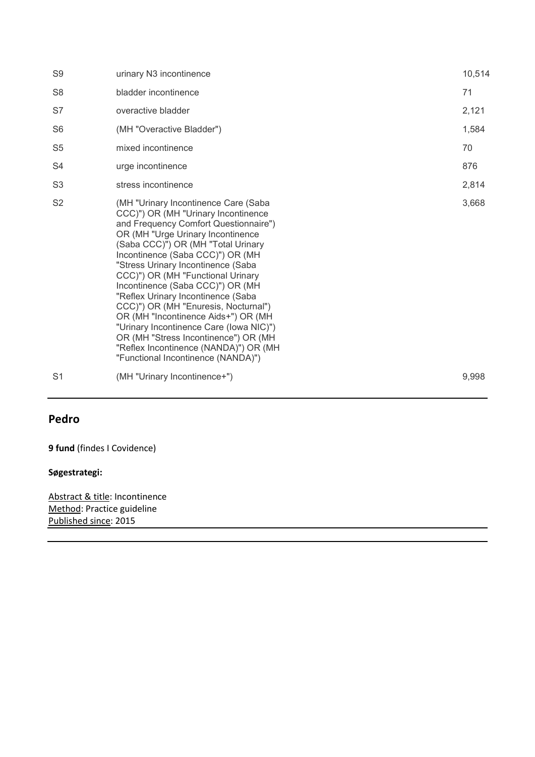| | | |
|---|---|---|
| S9 | urinary N3 incontinence | 10,514 |
| S8 | bladder incontinence | 71 |
| S7 | overactive bladder | 2,121 |
| S6 | (MH "Overactive Bladder") | 1,584 |
| S5 | mixed incontinence | 70 |
| S4 | urge incontinence | 876 |
| S3 | stress incontinence | 2,814 |
| S2 | (MH "Urinary Incontinence Care (Saba CCC)") OR (MH "Urinary Incontinence and Frequency Comfort Questionnaire") OR (MH "Urge Urinary Incontinence (Saba CCC)") OR (MH "Total Urinary Incontinence (Saba CCC)") OR (MH "Stress Urinary Incontinence (Saba CCC)") OR (MH "Functional Urinary Incontinence (Saba CCC)") OR (MH "Reflex Urinary Incontinence (Saba CCC)") OR (MH "Enuresis, Nocturnal") OR (MH "Incontinence Aids+") OR (MH "Urinary Incontinence Care (Iowa NIC)") OR (MH "Stress Incontinence") OR (MH "Reflex Incontinence (NANDA)") OR (MH "Functional Incontinence (NANDA)") | 3,668 |
| S1 | (MH "Urinary Incontinence+") | 9,998 |

## Pedro

**9 fund** (findes I Covidence)

**Søgestrategi:**

Abstract & title: Incontinence
Method: Practice guideline
Published since: 2015